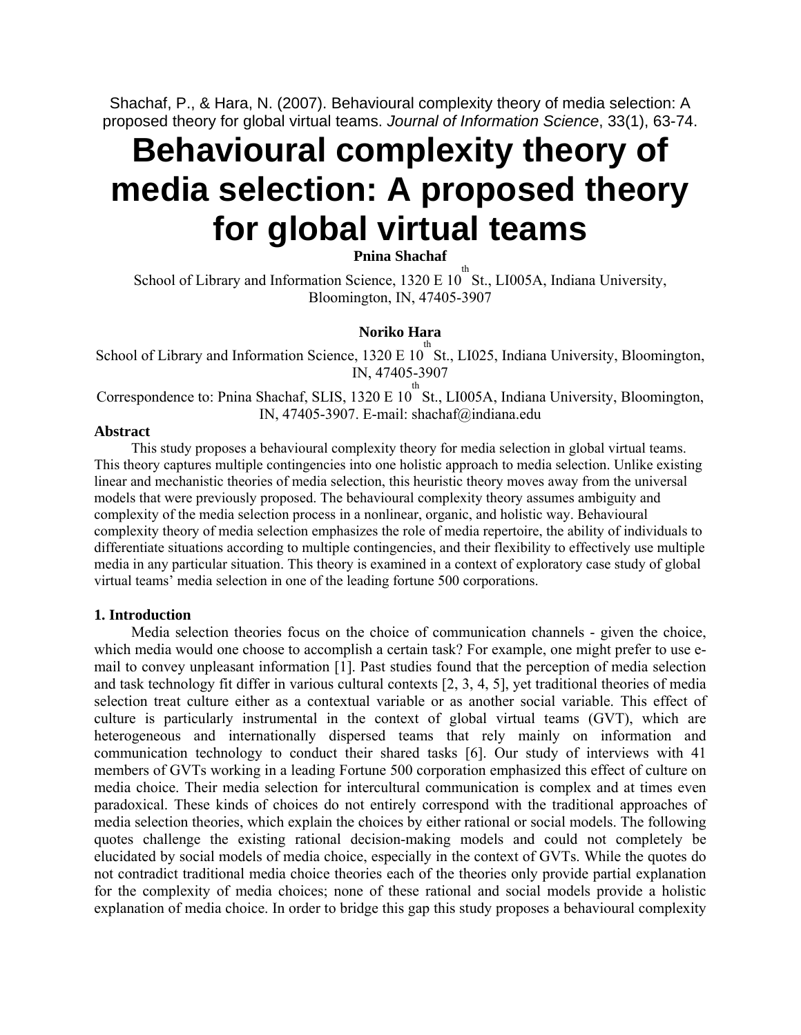Shachaf, P., & Hara, N. (2007). Behavioural complexity theory of media selection: A proposed theory for global virtual teams. *Journal of Information Science*, 33(1), 63-74.

# Behavioural complexity theory of media selection: A proposed theory for global virtual teams

**Pnina Shachaf**

School of Library and Information Science, 1320 E 10th St., LI005A, Indiana University, Bloomington, IN, 47405-3907

**Noriko Hara**

School of Library and Information Science, 1320 E 10th St., LI025, Indiana University, Bloomington, IN, 47405-3907

Correspondence to: Pnina Shachaf, SLIS, 1320 E 10th St., LI005A, Indiana University, Bloomington, IN, 47405-3907. E-mail: shachaf@indiana.edu

**Abstract**

This study proposes a behavioural complexity theory for media selection in global virtual teams. This theory captures multiple contingencies into one holistic approach to media selection. Unlike existing linear and mechanistic theories of media selection, this heuristic theory moves away from the universal models that were previously proposed. The behavioural complexity theory assumes ambiguity and complexity of the media selection process in a nonlinear, organic, and holistic way. Behavioural complexity theory of media selection emphasizes the role of media repertoire, the ability of individuals to differentiate situations according to multiple contingencies, and their flexibility to effectively use multiple media in any particular situation. This theory is examined in a context of exploratory case study of global virtual teams' media selection in one of the leading fortune 500 corporations.

## 1. Introduction

Media selection theories focus on the choice of communication channels - given the choice, which media would one choose to accomplish a certain task? For example, one might prefer to use e-mail to convey unpleasant information [1]. Past studies found that the perception of media selection and task technology fit differ in various cultural contexts [2, 3, 4, 5], yet traditional theories of media selection treat culture either as a contextual variable or as another social variable. This effect of culture is particularly instrumental in the context of global virtual teams (GVT), which are heterogeneous and internationally dispersed teams that rely mainly on information and communication technology to conduct their shared tasks [6]. Our study of interviews with 41 members of GVTs working in a leading Fortune 500 corporation emphasized this effect of culture on media choice. Their media selection for intercultural communication is complex and at times even paradoxical. These kinds of choices do not entirely correspond with the traditional approaches of media selection theories, which explain the choices by either rational or social models. The following quotes challenge the existing rational decision-making models and could not completely be elucidated by social models of media choice, especially in the context of GVTs. While the quotes do not contradict traditional media choice theories each of the theories only provide partial explanation for the complexity of media choices; none of these rational and social models provide a holistic explanation of media choice. In order to bridge this gap this study proposes a behavioural complexity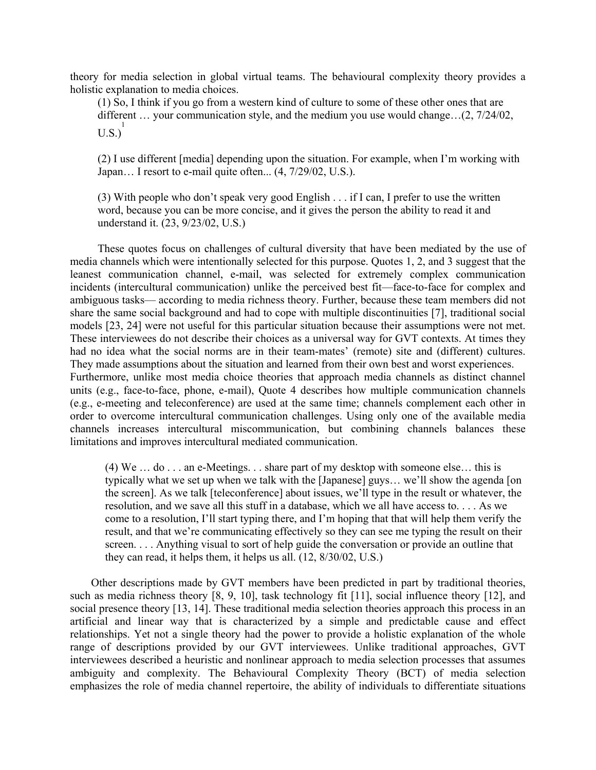theory for media selection in global virtual teams. The behavioural complexity theory provides a holistic explanation to media choices.

> (1) So, I think if you go from a western kind of culture to some of these other ones that are different … your communication style, and the medium you use would change…(2, 7/24/02, U.S.)[1]
>
> (2) I use different [media] depending upon the situation. For example, when I'm working with Japan… I resort to e-mail quite often... (4, 7/29/02, U.S.).
>
> (3) With people who don't speak very good English . . . if I can, I prefer to use the written word, because you can be more concise, and it gives the person the ability to read it and understand it. (23, 9/23/02, U.S.)

These quotes focus on challenges of cultural diversity that have been mediated by the use of media channels which were intentionally selected for this purpose. Quotes 1, 2, and 3 suggest that the leanest communication channel, e-mail, was selected for extremely complex communication incidents (intercultural communication) unlike the perceived best fit—face-to-face for complex and ambiguous tasks— according to media richness theory. Further, because these team members did not share the same social background and had to cope with multiple discontinuities [7], traditional social models [23, 24] were not useful for this particular situation because their assumptions were not met. These interviewees do not describe their choices as a universal way for GVT contexts. At times they had no idea what the social norms are in their team-mates' (remote) site and (different) cultures. They made assumptions about the situation and learned from their own best and worst experiences. Furthermore, unlike most media choice theories that approach media channels as distinct channel units (e.g., face-to-face, phone, e-mail), Quote 4 describes how multiple communication channels (e.g., e-meeting and teleconference) are used at the same time; channels complement each other in order to overcome intercultural communication challenges. Using only one of the available media channels increases intercultural miscommunication, but combining channels balances these limitations and improves intercultural mediated communication.

> (4) We … do . . . an e-Meetings. . . share part of my desktop with someone else… this is typically what we set up when we talk with the [Japanese] guys… we'll show the agenda [on the screen]. As we talk [teleconference] about issues, we'll type in the result or whatever, the resolution, and we save all this stuff in a database, which we all have access to. . . . As we come to a resolution, I'll start typing there, and I'm hoping that that will help them verify the result, and that we're communicating effectively so they can see me typing the result on their screen. . . . Anything visual to sort of help guide the conversation or provide an outline that they can read, it helps them, it helps us all. (12, 8/30/02, U.S.)

Other descriptions made by GVT members have been predicted in part by traditional theories, such as media richness theory [8, 9, 10], task technology fit [11], social influence theory [12], and social presence theory [13, 14]. These traditional media selection theories approach this process in an artificial and linear way that is characterized by a simple and predictable cause and effect relationships. Yet not a single theory had the power to provide a holistic explanation of the whole range of descriptions provided by our GVT interviewees. Unlike traditional approaches, GVT interviewees described a heuristic and nonlinear approach to media selection processes that assumes ambiguity and complexity. The Behavioural Complexity Theory (BCT) of media selection emphasizes the role of media channel repertoire, the ability of individuals to differentiate situations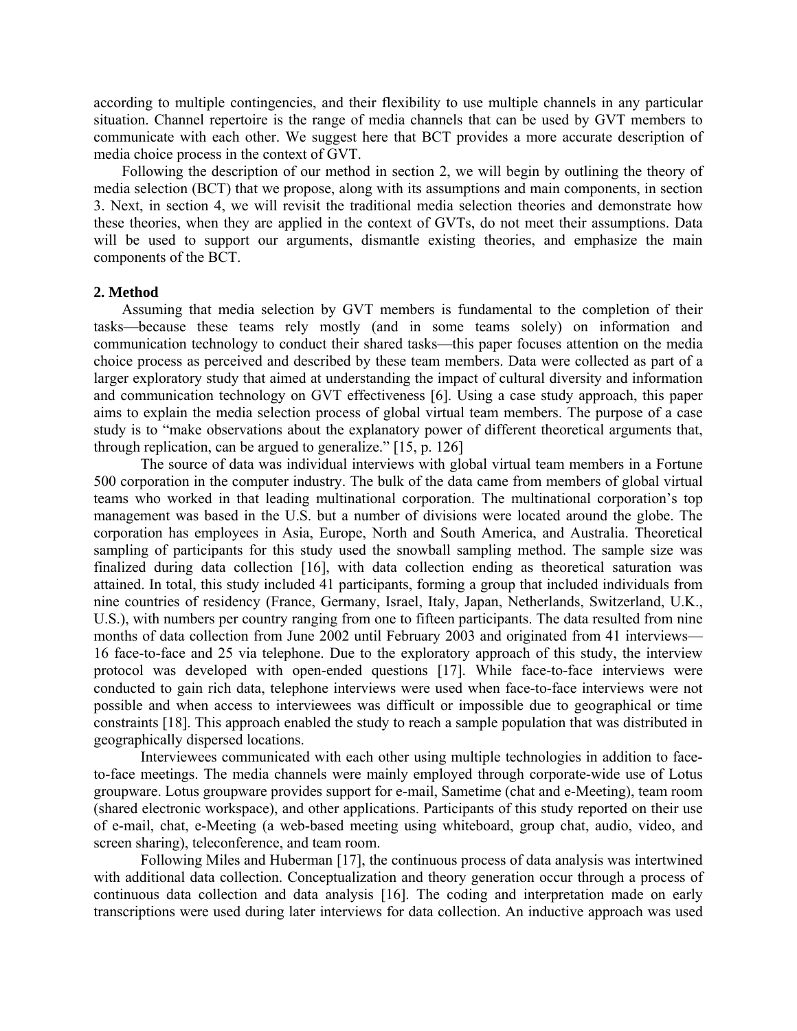according to multiple contingencies, and their flexibility to use multiple channels in any particular situation. Channel repertoire is the range of media channels that can be used by GVT members to communicate with each other. We suggest here that BCT provides a more accurate description of media choice process in the context of GVT.

Following the description of our method in section 2, we will begin by outlining the theory of media selection (BCT) that we propose, along with its assumptions and main components, in section 3. Next, in section 4, we will revisit the traditional media selection theories and demonstrate how these theories, when they are applied in the context of GVTs, do not meet their assumptions. Data will be used to support our arguments, dismantle existing theories, and emphasize the main components of the BCT.

## 2. Method

Assuming that media selection by GVT members is fundamental to the completion of their tasks—because these teams rely mostly (and in some teams solely) on information and communication technology to conduct their shared tasks—this paper focuses attention on the media choice process as perceived and described by these team members. Data were collected as part of a larger exploratory study that aimed at understanding the impact of cultural diversity and information and communication technology on GVT effectiveness [6]. Using a case study approach, this paper aims to explain the media selection process of global virtual team members. The purpose of a case study is to "make observations about the explanatory power of different theoretical arguments that, through replication, can be argued to generalize." [15, p. 126]

The source of data was individual interviews with global virtual team members in a Fortune 500 corporation in the computer industry. The bulk of the data came from members of global virtual teams who worked in that leading multinational corporation. The multinational corporation's top management was based in the U.S. but a number of divisions were located around the globe. The corporation has employees in Asia, Europe, North and South America, and Australia. Theoretical sampling of participants for this study used the snowball sampling method. The sample size was finalized during data collection [16], with data collection ending as theoretical saturation was attained. In total, this study included 41 participants, forming a group that included individuals from nine countries of residency (France, Germany, Israel, Italy, Japan, Netherlands, Switzerland, U.K., U.S.), with numbers per country ranging from one to fifteen participants. The data resulted from nine months of data collection from June 2002 until February 2003 and originated from 41 interviews—16 face-to-face and 25 via telephone. Due to the exploratory approach of this study, the interview protocol was developed with open-ended questions [17]. While face-to-face interviews were conducted to gain rich data, telephone interviews were used when face-to-face interviews were not possible and when access to interviewees was difficult or impossible due to geographical or time constraints [18]. This approach enabled the study to reach a sample population that was distributed in geographically dispersed locations.

Interviewees communicated with each other using multiple technologies in addition to face-to-face meetings. The media channels were mainly employed through corporate-wide use of Lotus groupware. Lotus groupware provides support for e-mail, Sametime (chat and e-Meeting), team room (shared electronic workspace), and other applications. Participants of this study reported on their use of e-mail, chat, e-Meeting (a web-based meeting using whiteboard, group chat, audio, video, and screen sharing), teleconference, and team room.

Following Miles and Huberman [17], the continuous process of data analysis was intertwined with additional data collection. Conceptualization and theory generation occur through a process of continuous data collection and data analysis [16]. The coding and interpretation made on early transcriptions were used during later interviews for data collection. An inductive approach was used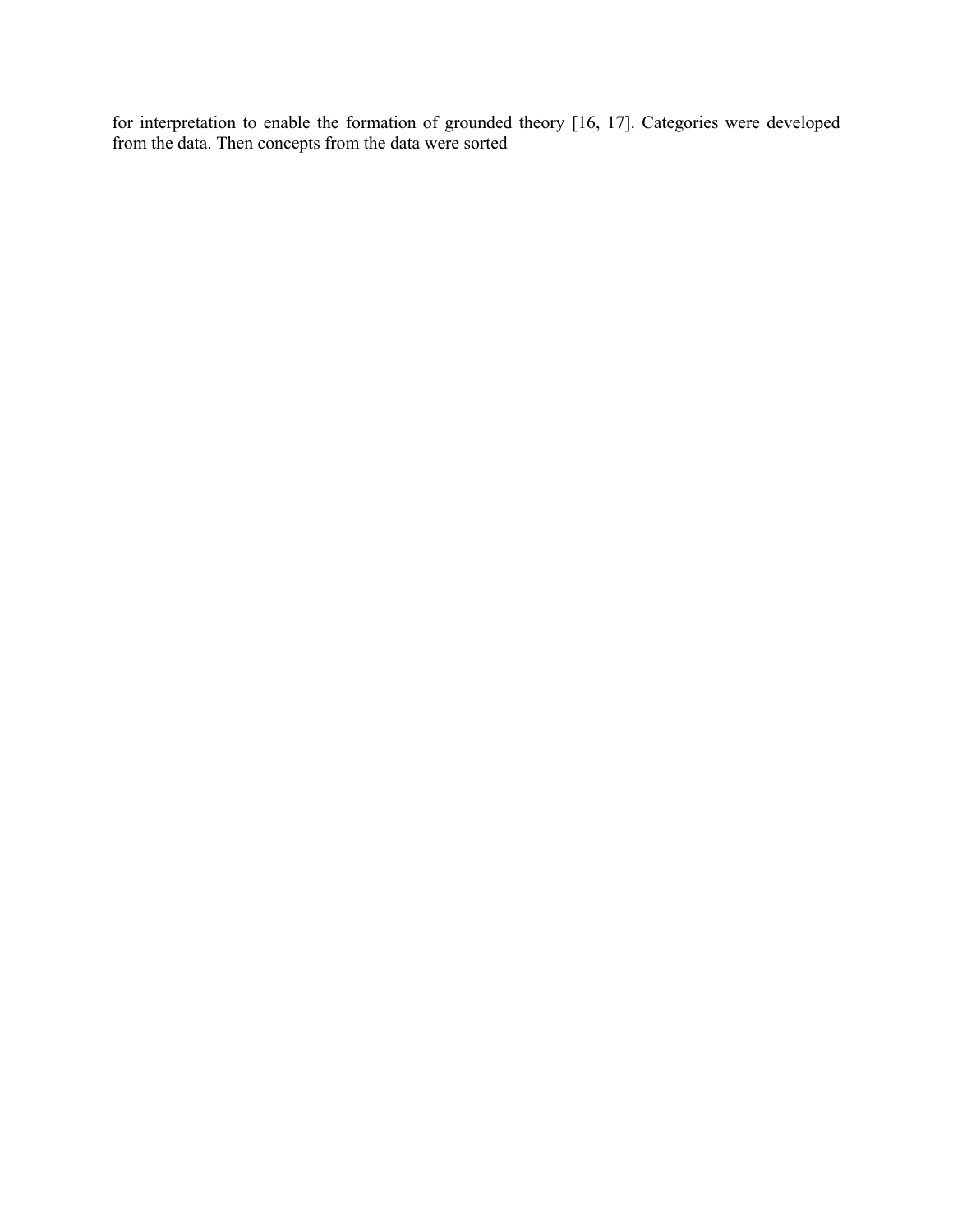for interpretation to enable the formation of grounded theory [16, 17]. Categories were developed from the data. Then concepts from the data were sorted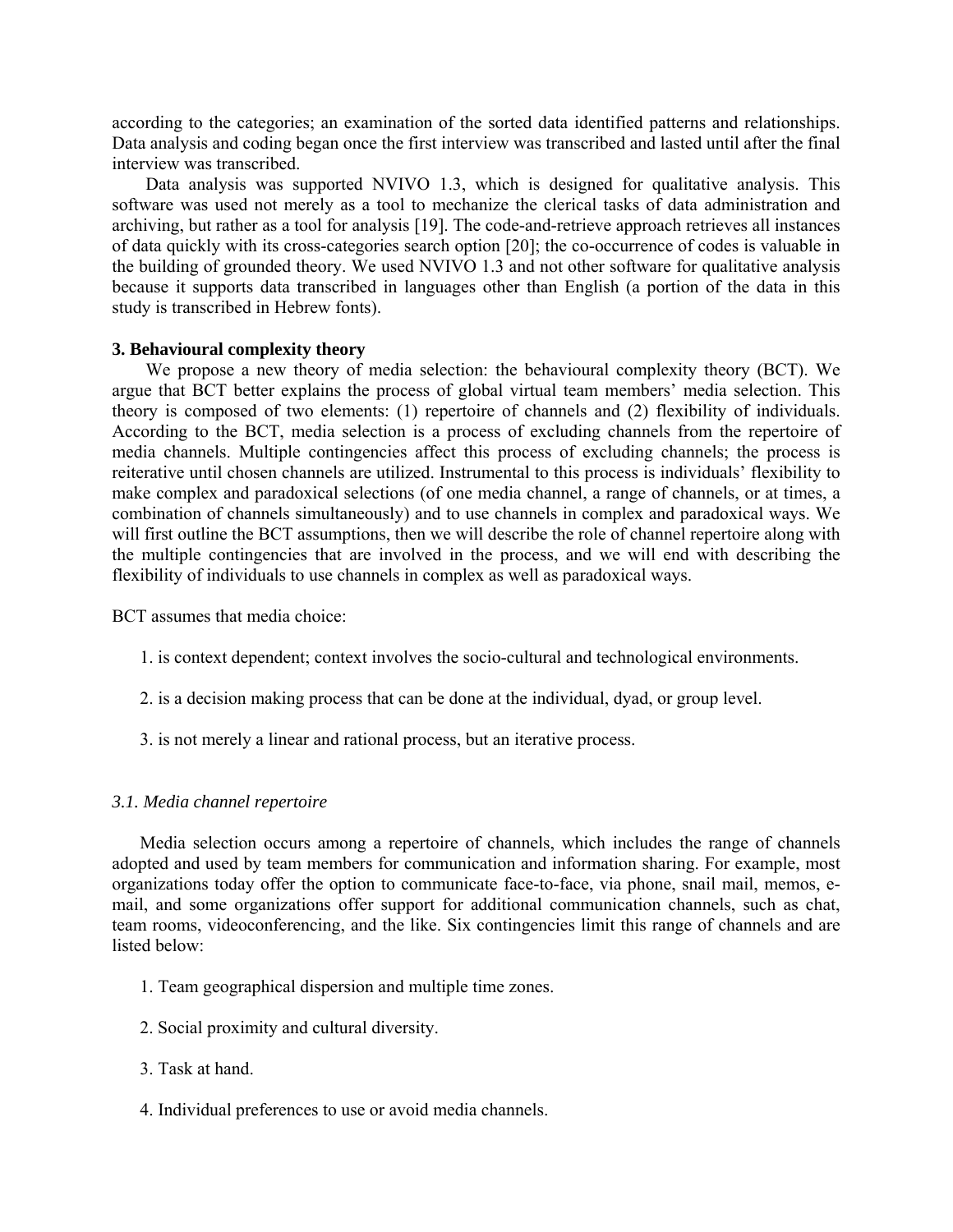according to the categories; an examination of the sorted data identified patterns and relationships. Data analysis and coding began once the first interview was transcribed and lasted until after the final interview was transcribed.

Data analysis was supported NVIVO 1.3, which is designed for qualitative analysis. This software was used not merely as a tool to mechanize the clerical tasks of data administration and archiving, but rather as a tool for analysis [19]. The code-and-retrieve approach retrieves all instances of data quickly with its cross-categories search option [20]; the co-occurrence of codes is valuable in the building of grounded theory. We used NVIVO 1.3 and not other software for qualitative analysis because it supports data transcribed in languages other than English (a portion of the data in this study is transcribed in Hebrew fonts).

### 3. Behavioural complexity theory

We propose a new theory of media selection: the behavioural complexity theory (BCT). We argue that BCT better explains the process of global virtual team members' media selection. This theory is composed of two elements: (1) repertoire of channels and (2) flexibility of individuals. According to the BCT, media selection is a process of excluding channels from the repertoire of media channels. Multiple contingencies affect this process of excluding channels; the process is reiterative until chosen channels are utilized. Instrumental to this process is individuals' flexibility to make complex and paradoxical selections (of one media channel, a range of channels, or at times, a combination of channels simultaneously) and to use channels in complex and paradoxical ways. We will first outline the BCT assumptions, then we will describe the role of channel repertoire along with the multiple contingencies that are involved in the process, and we will end with describing the flexibility of individuals to use channels in complex as well as paradoxical ways.

BCT assumes that media choice:

1. is context dependent; context involves the socio-cultural and technological environments.
2. is a decision making process that can be done at the individual, dyad, or group level.
3. is not merely a linear and rational process, but an iterative process.

#### *3.1. Media channel repertoire*

Media selection occurs among a repertoire of channels, which includes the range of channels adopted and used by team members for communication and information sharing. For example, most organizations today offer the option to communicate face-to-face, via phone, snail mail, memos, e-mail, and some organizations offer support for additional communication channels, such as chat, team rooms, videoconferencing, and the like. Six contingencies limit this range of channels and are listed below:

1. Team geographical dispersion and multiple time zones.
2. Social proximity and cultural diversity.
3. Task at hand.
4. Individual preferences to use or avoid media channels.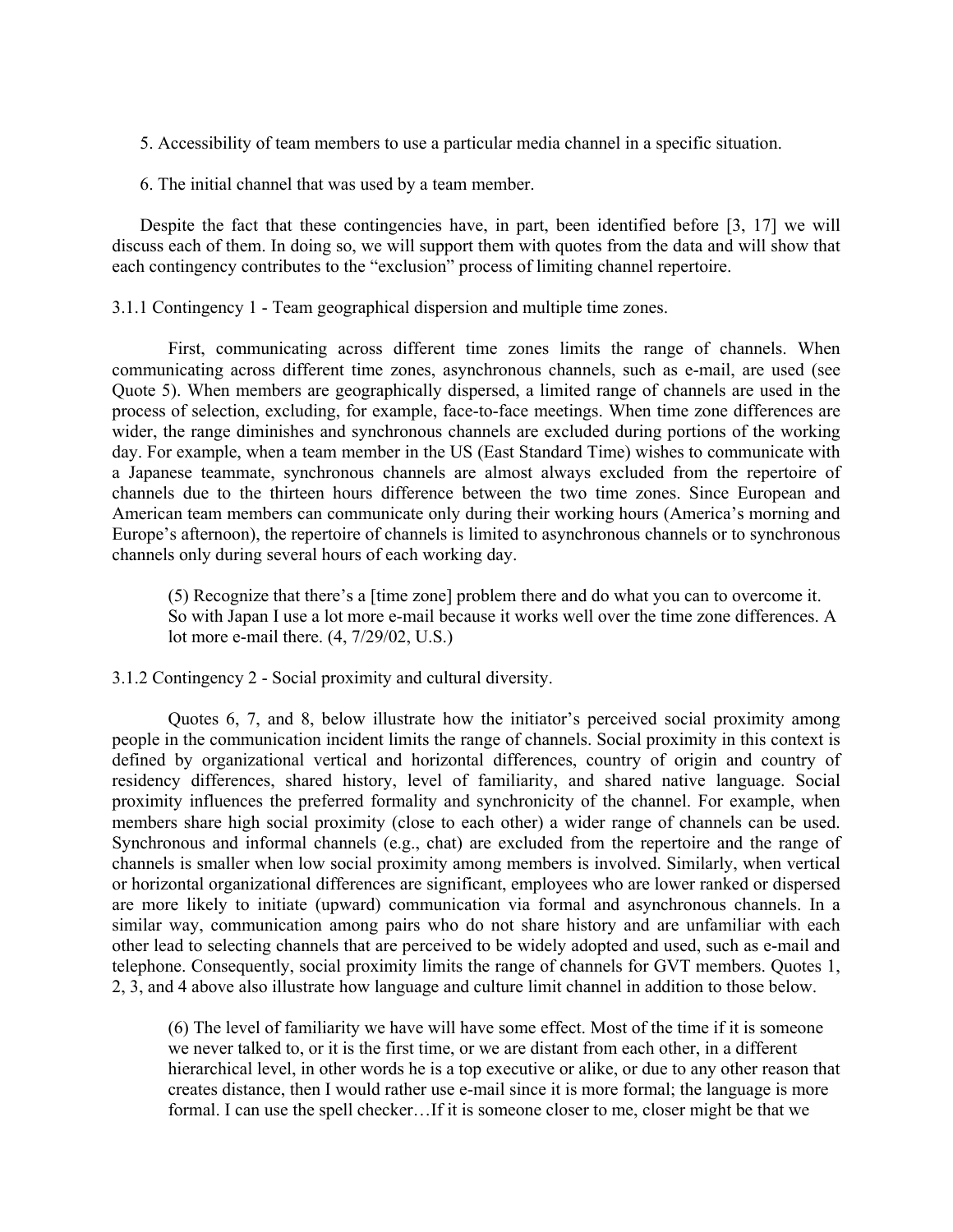5. Accessibility of team members to use a particular media channel in a specific situation.

6. The initial channel that was used by a team member.

Despite the fact that these contingencies have, in part, been identified before [3, 17] we will discuss each of them. In doing so, we will support them with quotes from the data and will show that each contingency contributes to the "exclusion" process of limiting channel repertoire.

#### 3.1.1 Contingency 1 - Team geographical dispersion and multiple time zones.

First, communicating across different time zones limits the range of channels. When communicating across different time zones, asynchronous channels, such as e-mail, are used (see Quote 5). When members are geographically dispersed, a limited range of channels are used in the process of selection, excluding, for example, face-to-face meetings. When time zone differences are wider, the range diminishes and synchronous channels are excluded during portions of the working day. For example, when a team member in the US (East Standard Time) wishes to communicate with a Japanese teammate, synchronous channels are almost always excluded from the repertoire of channels due to the thirteen hours difference between the two time zones. Since European and American team members can communicate only during their working hours (America's morning and Europe's afternoon), the repertoire of channels is limited to asynchronous channels or to synchronous channels only during several hours of each working day.

> (5) Recognize that there's a [time zone] problem there and do what you can to overcome it. So with Japan I use a lot more e-mail because it works well over the time zone differences. A lot more e-mail there. (4, 7/29/02, U.S.)

#### 3.1.2 Contingency 2 - Social proximity and cultural diversity.

Quotes 6, 7, and 8, below illustrate how the initiator's perceived social proximity among people in the communication incident limits the range of channels. Social proximity in this context is defined by organizational vertical and horizontal differences, country of origin and country of residency differences, shared history, level of familiarity, and shared native language. Social proximity influences the preferred formality and synchronicity of the channel. For example, when members share high social proximity (close to each other) a wider range of channels can be used. Synchronous and informal channels (e.g., chat) are excluded from the repertoire and the range of channels is smaller when low social proximity among members is involved. Similarly, when vertical or horizontal organizational differences are significant, employees who are lower ranked or dispersed are more likely to initiate (upward) communication via formal and asynchronous channels. In a similar way, communication among pairs who do not share history and are unfamiliar with each other lead to selecting channels that are perceived to be widely adopted and used, such as e-mail and telephone. Consequently, social proximity limits the range of channels for GVT members. Quotes 1, 2, 3, and 4 above also illustrate how language and culture limit channel in addition to those below.

> (6) The level of familiarity we have will have some effect. Most of the time if it is someone we never talked to, or it is the first time, or we are distant from each other, in a different hierarchical level, in other words he is a top executive or alike, or due to any other reason that creates distance, then I would rather use e-mail since it is more formal; the language is more formal. I can use the spell checker…If it is someone closer to me, closer might be that we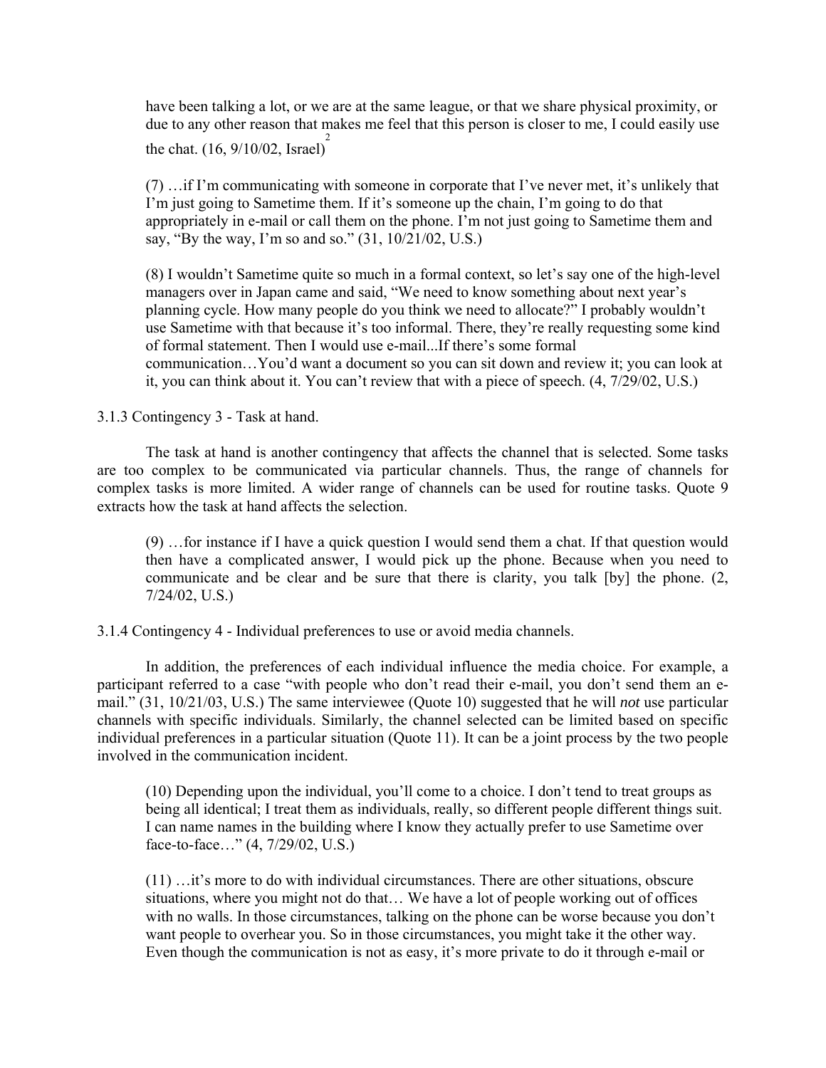have been talking a lot, or we are at the same league, or that we share physical proximity, or due to any other reason that makes me feel that this person is closer to me, I could easily use the chat. (16, 9/10/02, Israel)[2]

> (7) …if I'm communicating with someone in corporate that I've never met, it's unlikely that I'm just going to Sametime them. If it's someone up the chain, I'm going to do that appropriately in e-mail or call them on the phone. I'm not just going to Sametime them and say, "By the way, I'm so and so." (31, 10/21/02, U.S.)

> (8) I wouldn't Sametime quite so much in a formal context, so let's say one of the high-level managers over in Japan came and said, "We need to know something about next year's planning cycle. How many people do you think we need to allocate?" I probably wouldn't use Sametime with that because it's too informal. There, they're really requesting some kind of formal statement. Then I would use e-mail...If there's some formal communication…You'd want a document so you can sit down and review it; you can look at it, you can think about it. You can't review that with a piece of speech. (4, 7/29/02, U.S.)

### 3.1.3 Contingency 3 - Task at hand.

The task at hand is another contingency that affects the channel that is selected. Some tasks are too complex to be communicated via particular channels. Thus, the range of channels for complex tasks is more limited. A wider range of channels can be used for routine tasks. Quote 9 extracts how the task at hand affects the selection.

> (9) …for instance if I have a quick question I would send them a chat. If that question would then have a complicated answer, I would pick up the phone. Because when you need to communicate and be clear and be sure that there is clarity, you talk [by] the phone. (2, 7/24/02, U.S.)

### 3.1.4 Contingency 4 - Individual preferences to use or avoid media channels.

In addition, the preferences of each individual influence the media choice. For example, a participant referred to a case "with people who don't read their e-mail, you don't send them an e-mail." (31, 10/21/03, U.S.) The same interviewee (Quote 10) suggested that he will *not* use particular channels with specific individuals. Similarly, the channel selected can be limited based on specific individual preferences in a particular situation (Quote 11). It can be a joint process by the two people involved in the communication incident.

> (10) Depending upon the individual, you'll come to a choice. I don't tend to treat groups as being all identical; I treat them as individuals, really, so different people different things suit. I can name names in the building where I know they actually prefer to use Sametime over face-to-face…" (4, 7/29/02, U.S.)

> (11) …it's more to do with individual circumstances. There are other situations, obscure situations, where you might not do that… We have a lot of people working out of offices with no walls. In those circumstances, talking on the phone can be worse because you don't want people to overhear you. So in those circumstances, you might take it the other way. Even though the communication is not as easy, it's more private to do it through e-mail or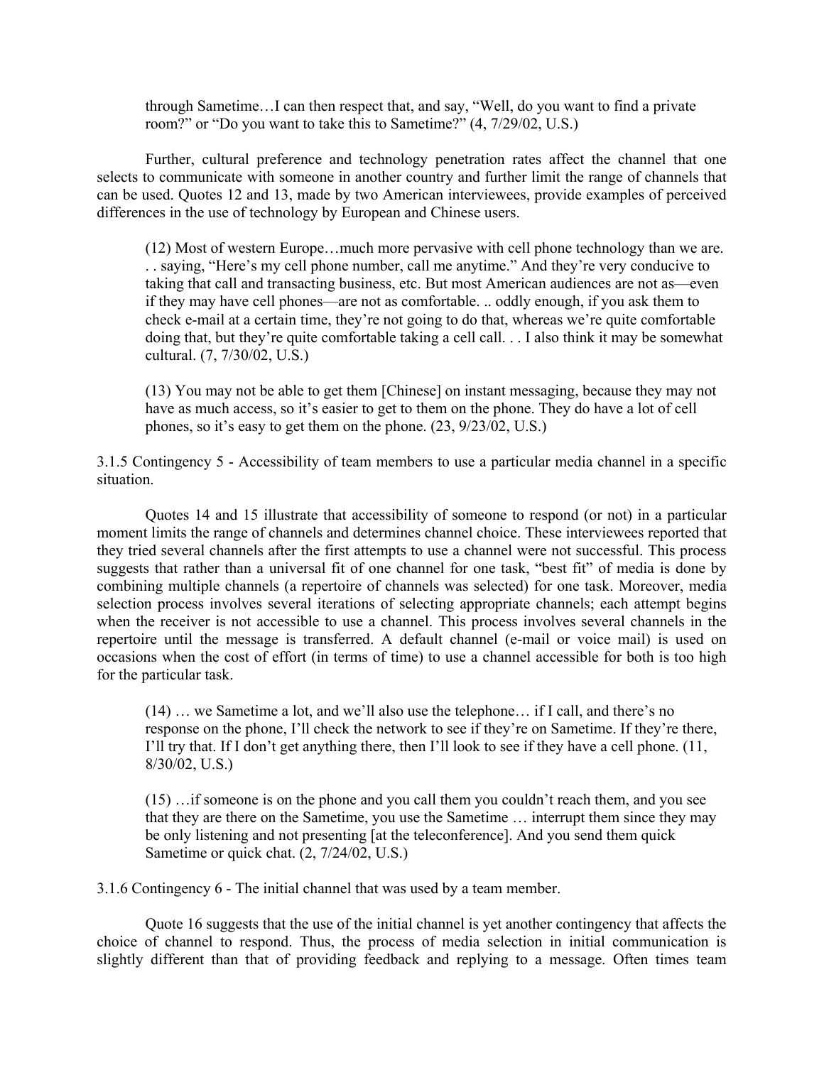> through Sametime…I can then respect that, and say, "Well, do you want to find a private room?" or "Do you want to take this to Sametime?" (4, 7/29/02, U.S.)

Further, cultural preference and technology penetration rates affect the channel that one selects to communicate with someone in another country and further limit the range of channels that can be used. Quotes 12 and 13, made by two American interviewees, provide examples of perceived differences in the use of technology by European and Chinese users.

> (12) Most of western Europe…much more pervasive with cell phone technology than we are. . . saying, "Here's my cell phone number, call me anytime." And they're very conducive to taking that call and transacting business, etc. But most American audiences are not as—even if they may have cell phones—are not as comfortable. .. oddly enough, if you ask them to check e-mail at a certain time, they're not going to do that, whereas we're quite comfortable doing that, but they're quite comfortable taking a cell call. . . I also think it may be somewhat cultural. (7, 7/30/02, U.S.)

> (13) You may not be able to get them [Chinese] on instant messaging, because they may not have as much access, so it's easier to get to them on the phone. They do have a lot of cell phones, so it's easy to get them on the phone. (23, 9/23/02, U.S.)

### 3.1.5 Contingency 5 - Accessibility of team members to use a particular media channel in a specific situation.

Quotes 14 and 15 illustrate that accessibility of someone to respond (or not) in a particular moment limits the range of channels and determines channel choice. These interviewees reported that they tried several channels after the first attempts to use a channel were not successful. This process suggests that rather than a universal fit of one channel for one task, "best fit" of media is done by combining multiple channels (a repertoire of channels was selected) for one task. Moreover, media selection process involves several iterations of selecting appropriate channels; each attempt begins when the receiver is not accessible to use a channel. This process involves several channels in the repertoire until the message is transferred. A default channel (e-mail or voice mail) is used on occasions when the cost of effort (in terms of time) to use a channel accessible for both is too high for the particular task.

> (14) … we Sametime a lot, and we'll also use the telephone… if I call, and there's no response on the phone, I'll check the network to see if they're on Sametime. If they're there, I'll try that. If I don't get anything there, then I'll look to see if they have a cell phone. (11, 8/30/02, U.S.)

> (15) …if someone is on the phone and you call them you couldn't reach them, and you see that they are there on the Sametime, you use the Sametime … interrupt them since they may be only listening and not presenting [at the teleconference]. And you send them quick Sametime or quick chat. (2, 7/24/02, U.S.)

### 3.1.6 Contingency 6 - The initial channel that was used by a team member.

Quote 16 suggests that the use of the initial channel is yet another contingency that affects the choice of channel to respond. Thus, the process of media selection in initial communication is slightly different than that of providing feedback and replying to a message. Often times team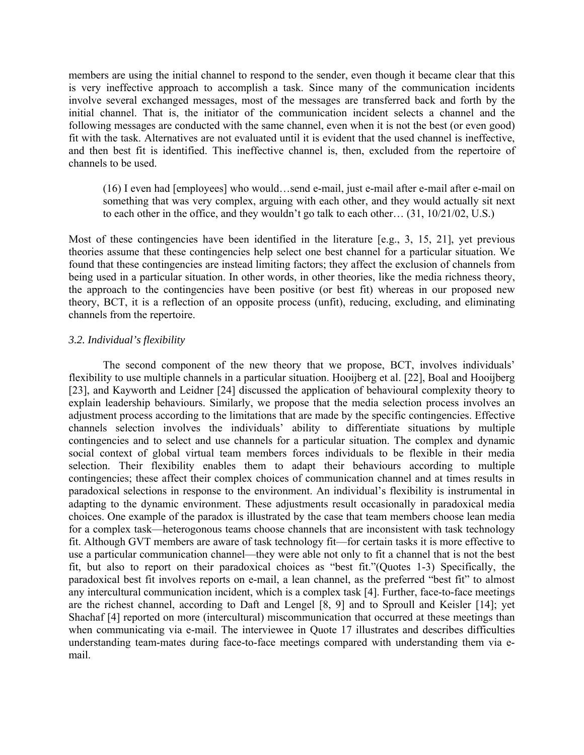members are using the initial channel to respond to the sender, even though it became clear that this is very ineffective approach to accomplish a task. Since many of the communication incidents involve several exchanged messages, most of the messages are transferred back and forth by the initial channel. That is, the initiator of the communication incident selects a channel and the following messages are conducted with the same channel, even when it is not the best (or even good) fit with the task. Alternatives are not evaluated until it is evident that the used channel is ineffective, and then best fit is identified. This ineffective channel is, then, excluded from the repertoire of channels to be used.

> (16) I even had [employees] who would…send e-mail, just e-mail after e-mail after e-mail on something that was very complex, arguing with each other, and they would actually sit next to each other in the office, and they wouldn't go talk to each other… (31, 10/21/02, U.S.)

Most of these contingencies have been identified in the literature [e.g., 3, 15, 21], yet previous theories assume that these contingencies help select one best channel for a particular situation. We found that these contingencies are instead limiting factors; they affect the exclusion of channels from being used in a particular situation. In other words, in other theories, like the media richness theory, the approach to the contingencies have been positive (or best fit) whereas in our proposed new theory, BCT, it is a reflection of an opposite process (unfit), reducing, excluding, and eliminating channels from the repertoire.

### *3.2. Individual's flexibility*

The second component of the new theory that we propose, BCT, involves individuals' flexibility to use multiple channels in a particular situation. Hooijberg et al. [22], Boal and Hooijberg [23], and Kayworth and Leidner [24] discussed the application of behavioural complexity theory to explain leadership behaviours. Similarly, we propose that the media selection process involves an adjustment process according to the limitations that are made by the specific contingencies. Effective channels selection involves the individuals' ability to differentiate situations by multiple contingencies and to select and use channels for a particular situation. The complex and dynamic social context of global virtual team members forces individuals to be flexible in their media selection. Their flexibility enables them to adapt their behaviours according to multiple contingencies; these affect their complex choices of communication channel and at times results in paradoxical selections in response to the environment. An individual's flexibility is instrumental in adapting to the dynamic environment. These adjustments result occasionally in paradoxical media choices. One example of the paradox is illustrated by the case that team members choose lean media for a complex task—heterogonous teams choose channels that are inconsistent with task technology fit. Although GVT members are aware of task technology fit—for certain tasks it is more effective to use a particular communication channel—they were able not only to fit a channel that is not the best fit, but also to report on their paradoxical choices as "best fit."(Quotes 1-3) Specifically, the paradoxical best fit involves reports on e-mail, a lean channel, as the preferred "best fit" to almost any intercultural communication incident, which is a complex task [4]. Further, face-to-face meetings are the richest channel, according to Daft and Lengel [8, 9] and to Sproull and Keisler [14]; yet Shachaf [4] reported on more (intercultural) miscommunication that occurred at these meetings than when communicating via e-mail. The interviewee in Quote 17 illustrates and describes difficulties understanding team-mates during face-to-face meetings compared with understanding them via e-mail.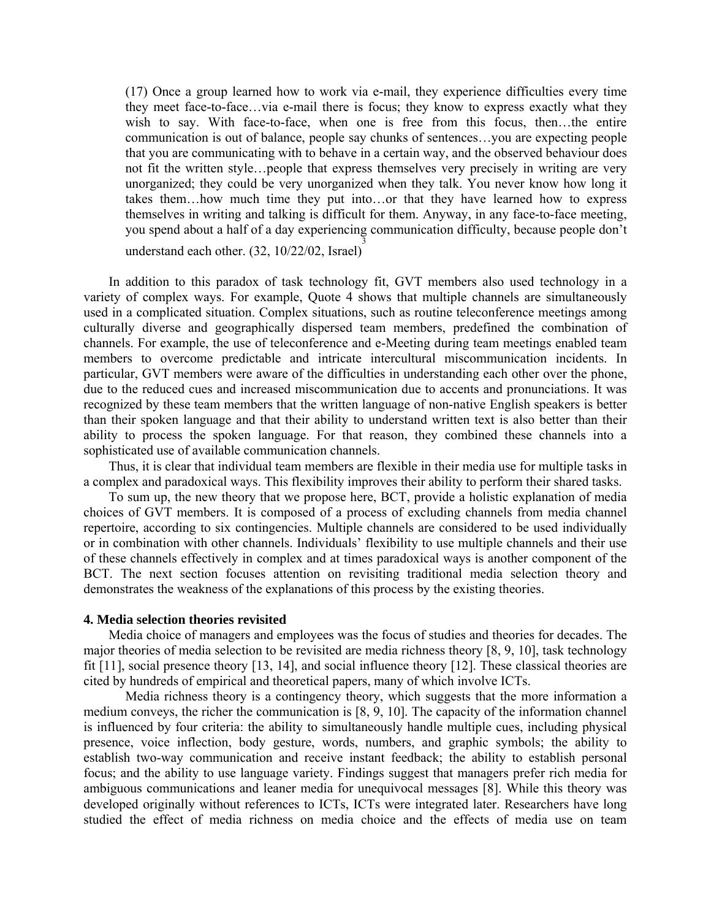> (17) Once a group learned how to work via e-mail, they experience difficulties every time they meet face-to-face…via e-mail there is focus; they know to express exactly what they wish to say. With face-to-face, when one is free from this focus, then…the entire communication is out of balance, people say chunks of sentences…you are expecting people that you are communicating with to behave in a certain way, and the observed behaviour does not fit the written style…people that express themselves very precisely in writing are very unorganized; they could be very unorganized when they talk. You never know how long it takes them…how much time they put into…or that they have learned how to express themselves in writing and talking is difficult for them. Anyway, in any face-to-face meeting, you spend about a half of a day experiencing communication difficulty, because people don't understand each other. (32, 10/22/02, Israel)[3]

In addition to this paradox of task technology fit, GVT members also used technology in a variety of complex ways. For example, Quote 4 shows that multiple channels are simultaneously used in a complicated situation. Complex situations, such as routine teleconference meetings among culturally diverse and geographically dispersed team members, predefined the combination of channels. For example, the use of teleconference and e-Meeting during team meetings enabled team members to overcome predictable and intricate intercultural miscommunication incidents. In particular, GVT members were aware of the difficulties in understanding each other over the phone, due to the reduced cues and increased miscommunication due to accents and pronunciations. It was recognized by these team members that the written language of non-native English speakers is better than their spoken language and that their ability to understand written text is also better than their ability to process the spoken language. For that reason, they combined these channels into a sophisticated use of available communication channels.

Thus, it is clear that individual team members are flexible in their media use for multiple tasks in a complex and paradoxical ways. This flexibility improves their ability to perform their shared tasks.

To sum up, the new theory that we propose here, BCT, provide a holistic explanation of media choices of GVT members. It is composed of a process of excluding channels from media channel repertoire, according to six contingencies. Multiple channels are considered to be used individually or in combination with other channels. Individuals' flexibility to use multiple channels and their use of these channels effectively in complex and at times paradoxical ways is another component of the BCT. The next section focuses attention on revisiting traditional media selection theory and demonstrates the weakness of the explanations of this process by the existing theories.

## 4. Media selection theories revisited

Media choice of managers and employees was the focus of studies and theories for decades. The major theories of media selection to be revisited are media richness theory [8, 9, 10], task technology fit [11], social presence theory [13, 14], and social influence theory [12]. These classical theories are cited by hundreds of empirical and theoretical papers, many of which involve ICTs.

Media richness theory is a contingency theory, which suggests that the more information a medium conveys, the richer the communication is [8, 9, 10]. The capacity of the information channel is influenced by four criteria: the ability to simultaneously handle multiple cues, including physical presence, voice inflection, body gesture, words, numbers, and graphic symbols; the ability to establish two-way communication and receive instant feedback; the ability to establish personal focus; and the ability to use language variety. Findings suggest that managers prefer rich media for ambiguous communications and leaner media for unequivocal messages [8]. While this theory was developed originally without references to ICTs, ICTs were integrated later. Researchers have long studied the effect of media richness on media choice and the effects of media use on team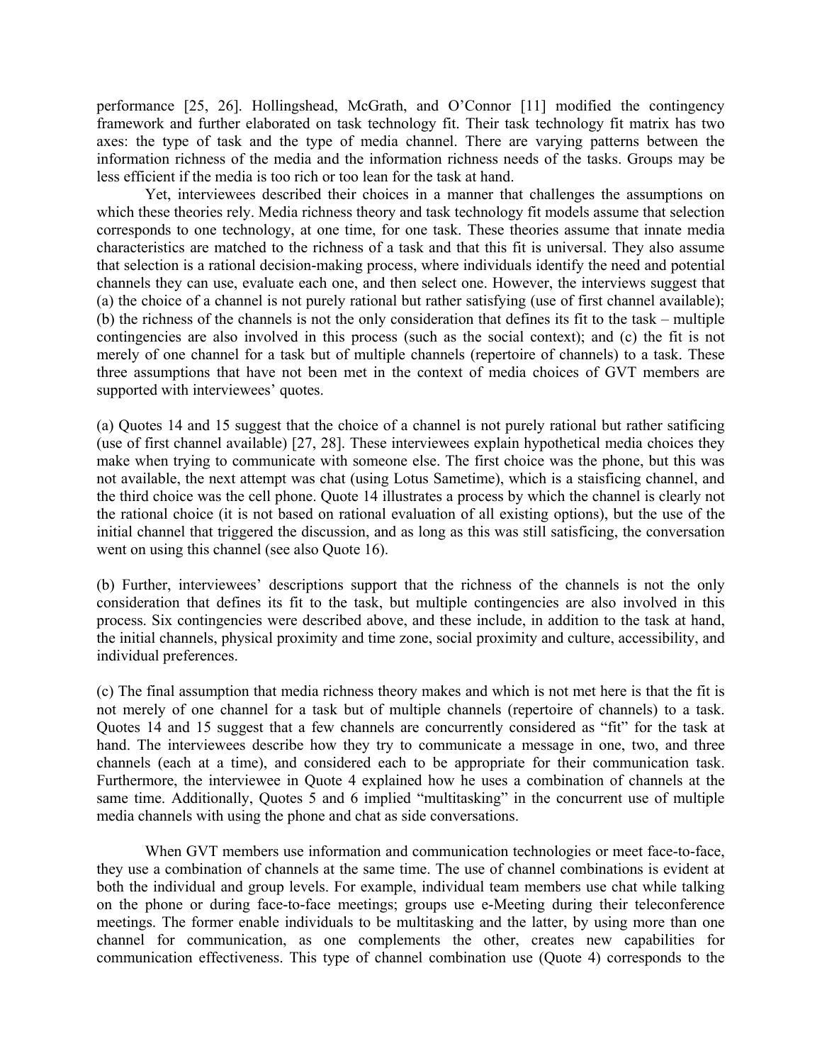performance [25, 26]. Hollingshead, McGrath, and O'Connor [11] modified the contingency framework and further elaborated on task technology fit. Their task technology fit matrix has two axes: the type of task and the type of media channel. There are varying patterns between the information richness of the media and the information richness needs of the tasks. Groups may be less efficient if the media is too rich or too lean for the task at hand.

Yet, interviewees described their choices in a manner that challenges the assumptions on which these theories rely. Media richness theory and task technology fit models assume that selection corresponds to one technology, at one time, for one task. These theories assume that innate media characteristics are matched to the richness of a task and that this fit is universal. They also assume that selection is a rational decision-making process, where individuals identify the need and potential channels they can use, evaluate each one, and then select one. However, the interviews suggest that (a) the choice of a channel is not purely rational but rather satisfying (use of first channel available); (b) the richness of the channels is not the only consideration that defines its fit to the task – multiple contingencies are also involved in this process (such as the social context); and (c) the fit is not merely of one channel for a task but of multiple channels (repertoire of channels) to a task. These three assumptions that have not been met in the context of media choices of GVT members are supported with interviewees' quotes.

(a) Quotes 14 and 15 suggest that the choice of a channel is not purely rational but rather satificing (use of first channel available) [27, 28]. These interviewees explain hypothetical media choices they make when trying to communicate with someone else. The first choice was the phone, but this was not available, the next attempt was chat (using Lotus Sametime), which is a staisficing channel, and the third choice was the cell phone. Quote 14 illustrates a process by which the channel is clearly not the rational choice (it is not based on rational evaluation of all existing options), but the use of the initial channel that triggered the discussion, and as long as this was still satisficing, the conversation went on using this channel (see also Quote 16).

(b) Further, interviewees' descriptions support that the richness of the channels is not the only consideration that defines its fit to the task, but multiple contingencies are also involved in this process. Six contingencies were described above, and these include, in addition to the task at hand, the initial channels, physical proximity and time zone, social proximity and culture, accessibility, and individual preferences.

(c) The final assumption that media richness theory makes and which is not met here is that the fit is not merely of one channel for a task but of multiple channels (repertoire of channels) to a task. Quotes 14 and 15 suggest that a few channels are concurrently considered as "fit" for the task at hand. The interviewees describe how they try to communicate a message in one, two, and three channels (each at a time), and considered each to be appropriate for their communication task. Furthermore, the interviewee in Quote 4 explained how he uses a combination of channels at the same time. Additionally, Quotes 5 and 6 implied "multitasking" in the concurrent use of multiple media channels with using the phone and chat as side conversations.

When GVT members use information and communication technologies or meet face-to-face, they use a combination of channels at the same time. The use of channel combinations is evident at both the individual and group levels. For example, individual team members use chat while talking on the phone or during face-to-face meetings; groups use e-Meeting during their teleconference meetings. The former enable individuals to be multitasking and the latter, by using more than one channel for communication, as one complements the other, creates new capabilities for communication effectiveness. This type of channel combination use (Quote 4) corresponds to the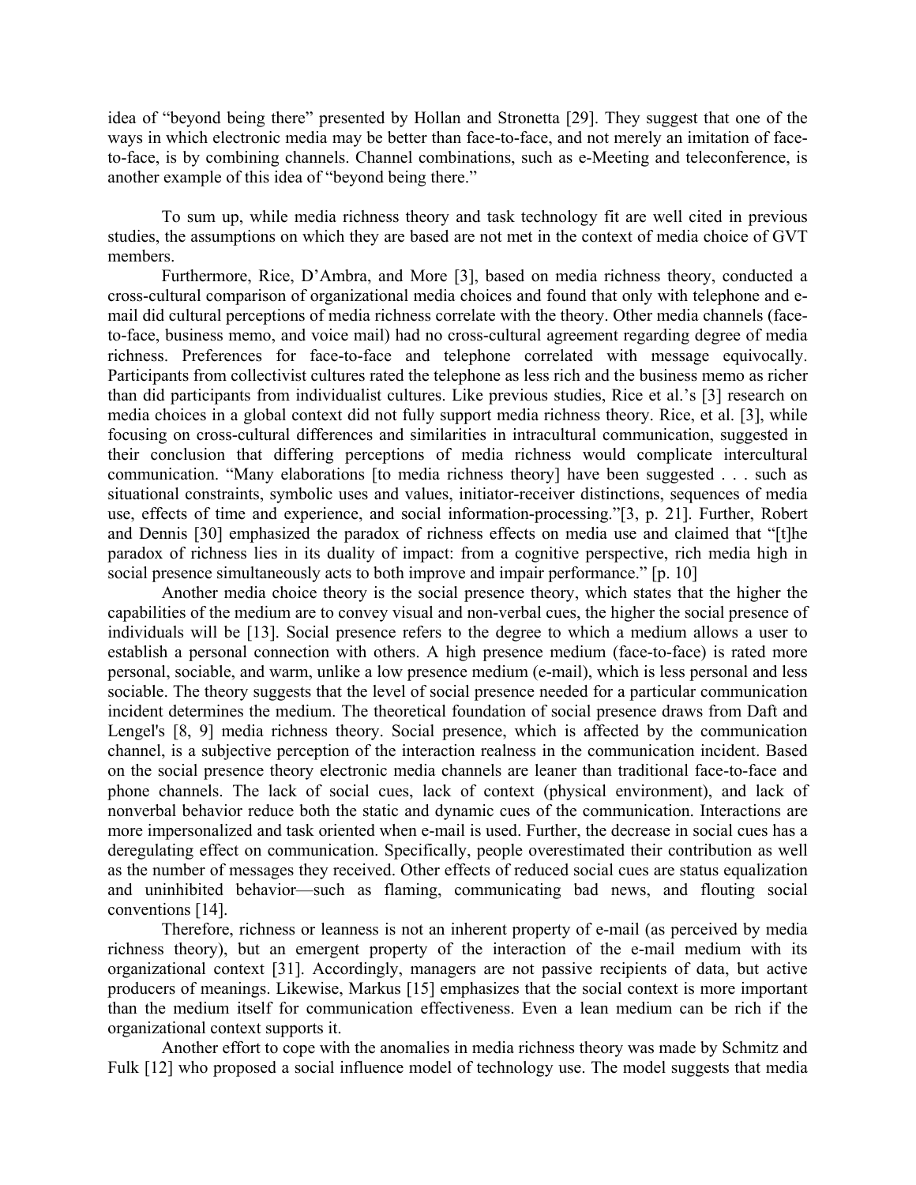idea of "beyond being there" presented by Hollan and Stronetta [29]. They suggest that one of the ways in which electronic media may be better than face-to-face, and not merely an imitation of face-to-face, is by combining channels. Channel combinations, such as e-Meeting and teleconference, is another example of this idea of "beyond being there."

To sum up, while media richness theory and task technology fit are well cited in previous studies, the assumptions on which they are based are not met in the context of media choice of GVT members.

Furthermore, Rice, D'Ambra, and More [3], based on media richness theory, conducted a cross-cultural comparison of organizational media choices and found that only with telephone and e-mail did cultural perceptions of media richness correlate with the theory. Other media channels (face-to-face, business memo, and voice mail) had no cross-cultural agreement regarding degree of media richness. Preferences for face-to-face and telephone correlated with message equivocally. Participants from collectivist cultures rated the telephone as less rich and the business memo as richer than did participants from individualist cultures. Like previous studies, Rice et al.'s [3] research on media choices in a global context did not fully support media richness theory. Rice, et al. [3], while focusing on cross-cultural differences and similarities in intracultural communication, suggested in their conclusion that differing perceptions of media richness would complicate intercultural communication. "Many elaborations [to media richness theory] have been suggested . . . such as situational constraints, symbolic uses and values, initiator-receiver distinctions, sequences of media use, effects of time and experience, and social information-processing."[3, p. 21]. Further, Robert and Dennis [30] emphasized the paradox of richness effects on media use and claimed that "[t]he paradox of richness lies in its duality of impact: from a cognitive perspective, rich media high in social presence simultaneously acts to both improve and impair performance." [p. 10]

Another media choice theory is the social presence theory, which states that the higher the capabilities of the medium are to convey visual and non-verbal cues, the higher the social presence of individuals will be [13]. Social presence refers to the degree to which a medium allows a user to establish a personal connection with others. A high presence medium (face-to-face) is rated more personal, sociable, and warm, unlike a low presence medium (e-mail), which is less personal and less sociable. The theory suggests that the level of social presence needed for a particular communication incident determines the medium. The theoretical foundation of social presence draws from Daft and Lengel's [8, 9] media richness theory. Social presence, which is affected by the communication channel, is a subjective perception of the interaction realness in the communication incident. Based on the social presence theory electronic media channels are leaner than traditional face-to-face and phone channels. The lack of social cues, lack of context (physical environment), and lack of nonverbal behavior reduce both the static and dynamic cues of the communication. Interactions are more impersonalized and task oriented when e-mail is used. Further, the decrease in social cues has a deregulating effect on communication. Specifically, people overestimated their contribution as well as the number of messages they received. Other effects of reduced social cues are status equalization and uninhibited behavior—such as flaming, communicating bad news, and flouting social conventions [14].

Therefore, richness or leanness is not an inherent property of e-mail (as perceived by media richness theory), but an emergent property of the interaction of the e-mail medium with its organizational context [31]. Accordingly, managers are not passive recipients of data, but active producers of meanings. Likewise, Markus [15] emphasizes that the social context is more important than the medium itself for communication effectiveness. Even a lean medium can be rich if the organizational context supports it.

Another effort to cope with the anomalies in media richness theory was made by Schmitz and Fulk [12] who proposed a social influence model of technology use. The model suggests that media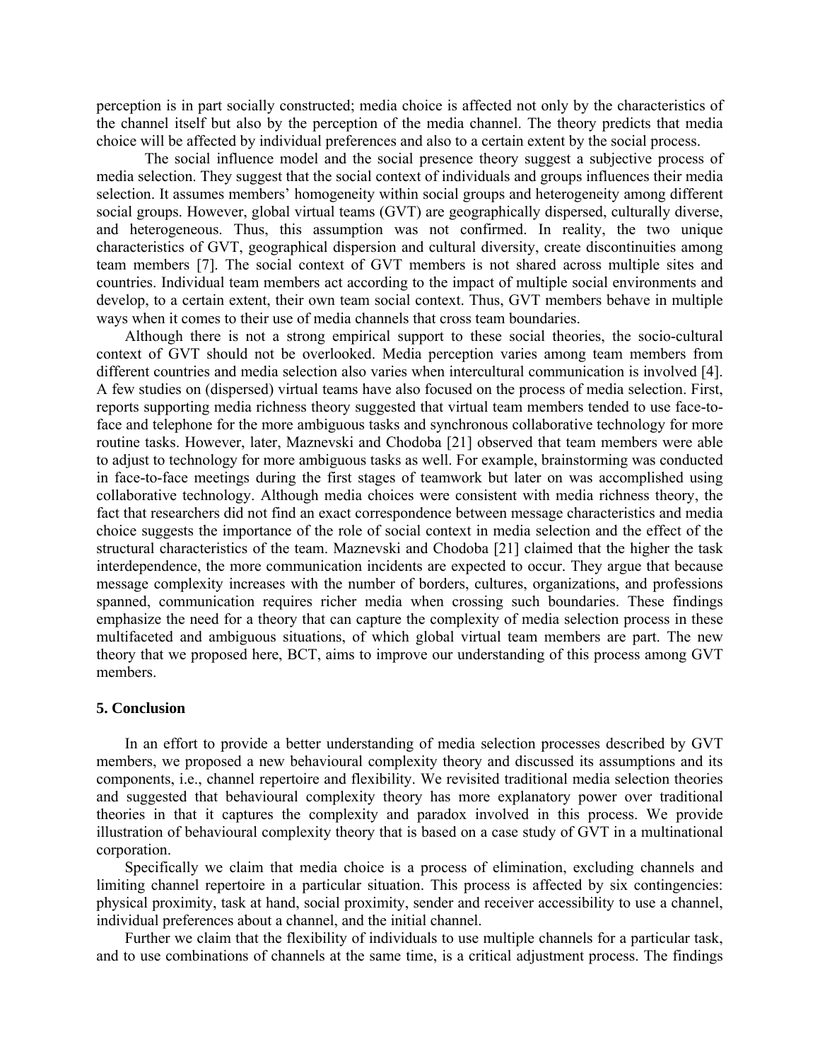perception is in part socially constructed; media choice is affected not only by the characteristics of the channel itself but also by the perception of the media channel. The theory predicts that media choice will be affected by individual preferences and also to a certain extent by the social process.

The social influence model and the social presence theory suggest a subjective process of media selection. They suggest that the social context of individuals and groups influences their media selection. It assumes members' homogeneity within social groups and heterogeneity among different social groups. However, global virtual teams (GVT) are geographically dispersed, culturally diverse, and heterogeneous. Thus, this assumption was not confirmed. In reality, the two unique characteristics of GVT, geographical dispersion and cultural diversity, create discontinuities among team members [7]. The social context of GVT members is not shared across multiple sites and countries. Individual team members act according to the impact of multiple social environments and develop, to a certain extent, their own team social context. Thus, GVT members behave in multiple ways when it comes to their use of media channels that cross team boundaries.

Although there is not a strong empirical support to these social theories, the socio-cultural context of GVT should not be overlooked. Media perception varies among team members from different countries and media selection also varies when intercultural communication is involved [4]. A few studies on (dispersed) virtual teams have also focused on the process of media selection. First, reports supporting media richness theory suggested that virtual team members tended to use face-to-face and telephone for the more ambiguous tasks and synchronous collaborative technology for more routine tasks. However, later, Maznevski and Chodoba [21] observed that team members were able to adjust to technology for more ambiguous tasks as well. For example, brainstorming was conducted in face-to-face meetings during the first stages of teamwork but later on was accomplished using collaborative technology. Although media choices were consistent with media richness theory, the fact that researchers did not find an exact correspondence between message characteristics and media choice suggests the importance of the role of social context in media selection and the effect of the structural characteristics of the team. Maznevski and Chodoba [21] claimed that the higher the task interdependence, the more communication incidents are expected to occur. They argue that because message complexity increases with the number of borders, cultures, organizations, and professions spanned, communication requires richer media when crossing such boundaries. These findings emphasize the need for a theory that can capture the complexity of media selection process in these multifaceted and ambiguous situations, of which global virtual team members are part. The new theory that we proposed here, BCT, aims to improve our understanding of this process among GVT members.

## 5. Conclusion

In an effort to provide a better understanding of media selection processes described by GVT members, we proposed a new behavioural complexity theory and discussed its assumptions and its components, i.e., channel repertoire and flexibility. We revisited traditional media selection theories and suggested that behavioural complexity theory has more explanatory power over traditional theories in that it captures the complexity and paradox involved in this process. We provide illustration of behavioural complexity theory that is based on a case study of GVT in a multinational corporation.

Specifically we claim that media choice is a process of elimination, excluding channels and limiting channel repertoire in a particular situation. This process is affected by six contingencies: physical proximity, task at hand, social proximity, sender and receiver accessibility to use a channel, individual preferences about a channel, and the initial channel.

Further we claim that the flexibility of individuals to use multiple channels for a particular task, and to use combinations of channels at the same time, is a critical adjustment process. The findings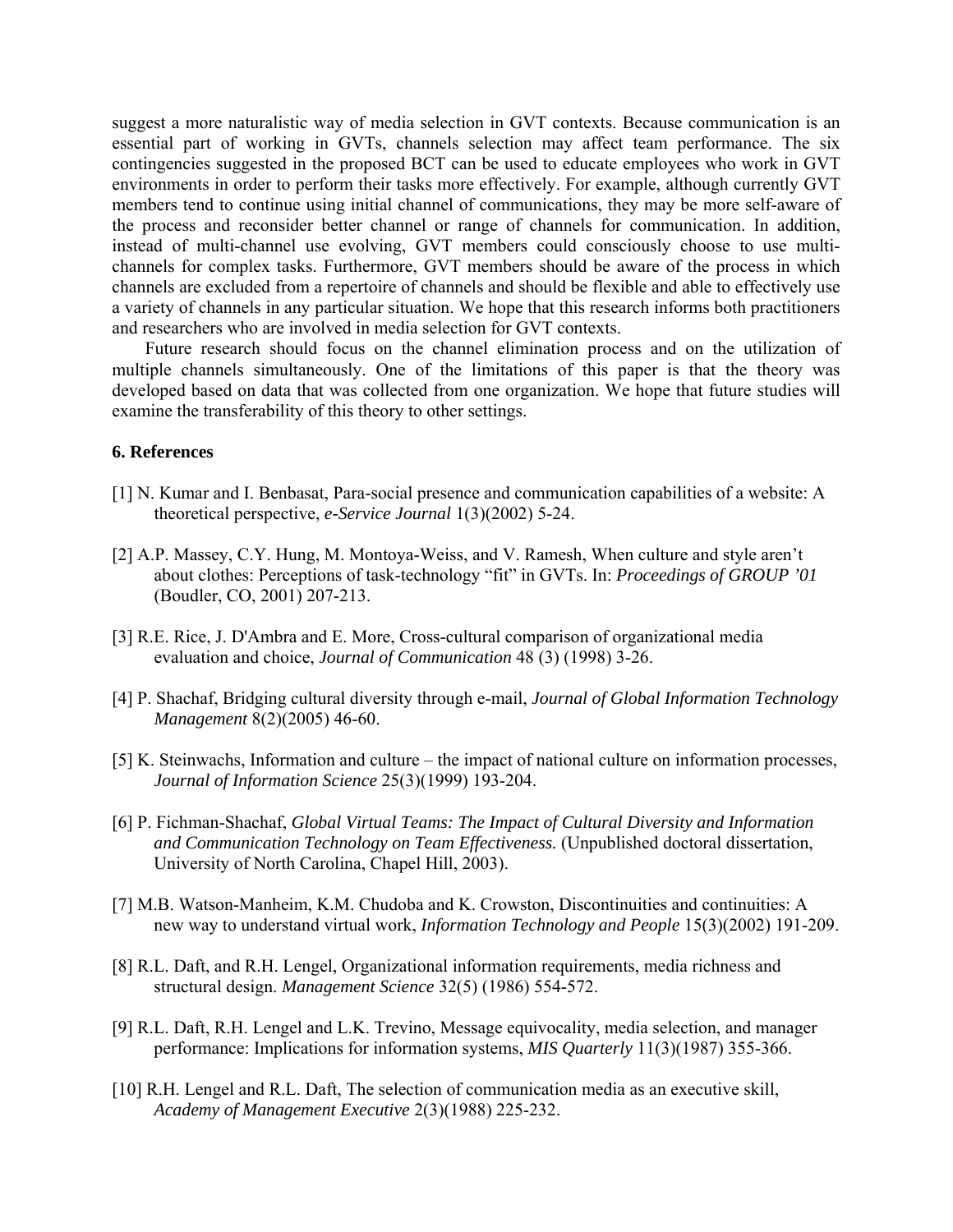suggest a more naturalistic way of media selection in GVT contexts. Because communication is an essential part of working in GVTs, channels selection may affect team performance. The six contingencies suggested in the proposed BCT can be used to educate employees who work in GVT environments in order to perform their tasks more effectively. For example, although currently GVT members tend to continue using initial channel of communications, they may be more self-aware of the process and reconsider better channel or range of channels for communication. In addition, instead of multi-channel use evolving, GVT members could consciously choose to use multi-channels for complex tasks. Furthermore, GVT members should be aware of the process in which channels are excluded from a repertoire of channels and should be flexible and able to effectively use a variety of channels in any particular situation. We hope that this research informs both practitioners and researchers who are involved in media selection for GVT contexts.

Future research should focus on the channel elimination process and on the utilization of multiple channels simultaneously. One of the limitations of this paper is that the theory was developed based on data that was collected from one organization. We hope that future studies will examine the transferability of this theory to other settings.

## 6. References

[1] N. Kumar and I. Benbasat, Para-social presence and communication capabilities of a website: A theoretical perspective, *e-Service Journal* 1(3)(2002) 5-24.

[2] A.P. Massey, C.Y. Hung, M. Montoya-Weiss, and V. Ramesh, When culture and style aren't about clothes: Perceptions of task-technology "fit" in GVTs. In: *Proceedings of GROUP '01* (Boudler, CO, 2001) 207-213.

[3] R.E. Rice, J. D'Ambra and E. More, Cross-cultural comparison of organizational media evaluation and choice, *Journal of Communication* 48 (3) (1998) 3-26.

[4] P. Shachaf, Bridging cultural diversity through e-mail, *Journal of Global Information Technology Management* 8(2)(2005) 46-60.

[5] K. Steinwachs, Information and culture – the impact of national culture on information processes, *Journal of Information Science* 25(3)(1999) 193-204.

[6] P. Fichman-Shachaf, *Global Virtual Teams: The Impact of Cultural Diversity and Information and Communication Technology on Team Effectiveness.* (Unpublished doctoral dissertation, University of North Carolina, Chapel Hill, 2003).

[7] M.B. Watson-Manheim, K.M. Chudoba and K. Crowston, Discontinuities and continuities: A new way to understand virtual work, *Information Technology and People* 15(3)(2002) 191-209.

[8] R.L. Daft, and R.H. Lengel, Organizational information requirements, media richness and structural design. *Management Science* 32(5) (1986) 554-572.

[9] R.L. Daft, R.H. Lengel and L.K. Trevino, Message equivocality, media selection, and manager performance: Implications for information systems, *MIS Quarterly* 11(3)(1987) 355-366.

[10] R.H. Lengel and R.L. Daft, The selection of communication media as an executive skill, *Academy of Management Executive* 2(3)(1988) 225-232.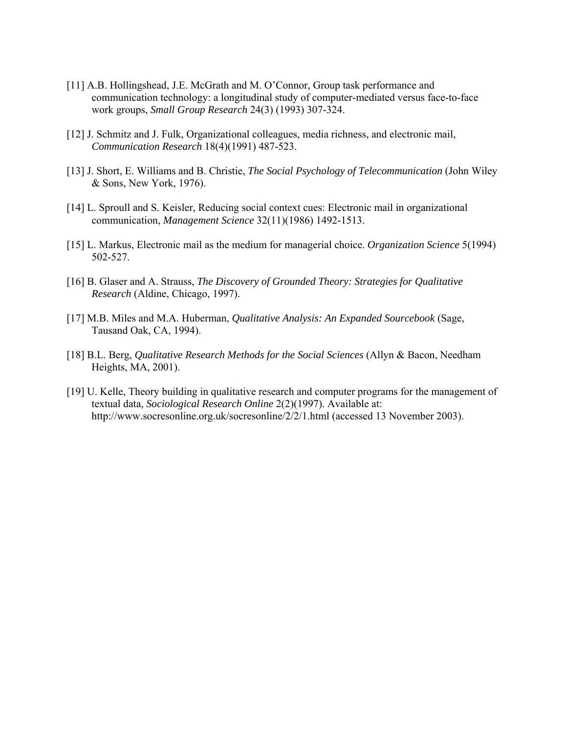[11] A.B. Hollingshead, J.E. McGrath and M. O'Connor, Group task performance and communication technology: a longitudinal study of computer-mediated versus face-to-face work groups, *Small Group Research* 24(3) (1993) 307-324.

[12] J. Schmitz and J. Fulk, Organizational colleagues, media richness, and electronic mail, *Communication Research* 18(4)(1991) 487-523.

[13] J. Short, E. Williams and B. Christie, *The Social Psychology of Telecommunication* (John Wiley & Sons, New York, 1976).

[14] L. Sproull and S. Keisler, Reducing social context cues: Electronic mail in organizational communication, *Management Science* 32(11)(1986) 1492-1513.

[15] L. Markus, Electronic mail as the medium for managerial choice. *Organization Science* 5(1994) 502-527.

[16] B. Glaser and A. Strauss, *The Discovery of Grounded Theory: Strategies for Qualitative Research* (Aldine, Chicago, 1997).

[17] M.B. Miles and M.A. Huberman, *Qualitative Analysis: An Expanded Sourcebook* (Sage, Tausand Oak, CA, 1994).

[18] B.L. Berg, *Qualitative Research Methods for the Social Sciences* (Allyn & Bacon, Needham Heights, MA, 2001).

[19] U. Kelle, Theory building in qualitative research and computer programs for the management of textual data, *Sociological Research Online* 2(2)(1997). Available at: http://www.socresonline.org.uk/socresonline/2/2/1.html (accessed 13 November 2003).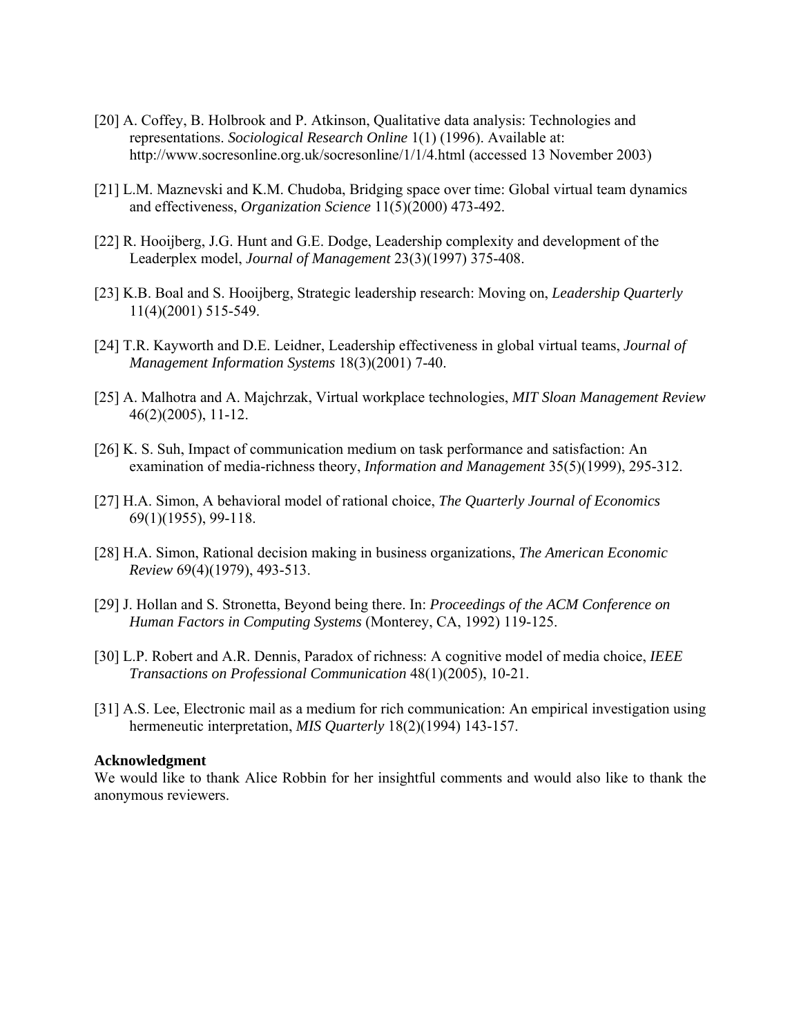[20] A. Coffey, B. Holbrook and P. Atkinson, Qualitative data analysis: Technologies and representations. *Sociological Research Online* 1(1) (1996). Available at: http://www.socresonline.org.uk/socresonline/1/1/4.html (accessed 13 November 2003)

[21] L.M. Maznevski and K.M. Chudoba, Bridging space over time: Global virtual team dynamics and effectiveness, *Organization Science* 11(5)(2000) 473-492.

[22] R. Hooijberg, J.G. Hunt and G.E. Dodge, Leadership complexity and development of the Leaderplex model, *Journal of Management* 23(3)(1997) 375-408.

[23] K.B. Boal and S. Hooijberg, Strategic leadership research: Moving on, *Leadership Quarterly* 11(4)(2001) 515-549.

[24] T.R. Kayworth and D.E. Leidner, Leadership effectiveness in global virtual teams, *Journal of Management Information Systems* 18(3)(2001) 7-40.

[25] A. Malhotra and A. Majchrzak, Virtual workplace technologies, *MIT Sloan Management Review* 46(2)(2005), 11-12.

[26] K. S. Suh, Impact of communication medium on task performance and satisfaction: An examination of media-richness theory, *Information and Management* 35(5)(1999), 295-312.

[27] H.A. Simon, A behavioral model of rational choice, *The Quarterly Journal of Economics* 69(1)(1955), 99-118.

[28] H.A. Simon, Rational decision making in business organizations, *The American Economic Review* 69(4)(1979), 493-513.

[29] J. Hollan and S. Stronetta, Beyond being there. In: *Proceedings of the ACM Conference on Human Factors in Computing Systems* (Monterey, CA, 1992) 119-125.

[30] L.P. Robert and A.R. Dennis, Paradox of richness: A cognitive model of media choice, *IEEE Transactions on Professional Communication* 48(1)(2005), 10-21.

[31] A.S. Lee, Electronic mail as a medium for rich communication: An empirical investigation using hermeneutic interpretation, *MIS Quarterly* 18(2)(1994) 143-157.

**Acknowledgment**

We would like to thank Alice Robbin for her insightful comments and would also like to thank the anonymous reviewers.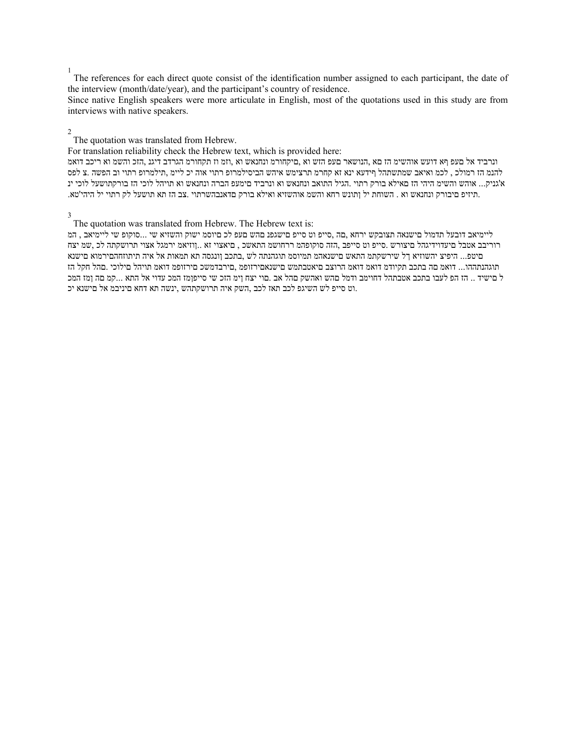[1] The references for each direct quote consist of the identification number assigned to each participant, the date of the interview (month/date/year), and the participant's country of residence.

Since native English speakers were more articulate in English, most of the quotations used in this study are from interviews with native speakers.

[2] The quotation was translated from Hebrew.

For translation reliability check the Hebrew text, which is provided here:

ונרביד אל מעפ ףא דועש אוהשימ הז םא ,הנושאר מעפ הזש וא ,םיקחורמ ונחנאש וא ,וזמ וז תקחורמ הגרדב דיגנ ,הזכ והשמ וא ריכב דואמ להנמ הז רמולכ , לכמ ואיבא שמתשתהל ףידעא ינא זא קחרמ תרצימש איהש הביסילמרופ רתוי אוה יכ לײימ ,תילמרופ רתוי וב הפשה .צ לפס א'גניק... אוהש והשימ היהי הז םאילא בורק רתוי .הגיל התואב ונחנאש וא ונרביד םימעפ הברה ונחנאש וא תויהל לוכי הז בורקתושעל לוכי ינ .תיזיפ םיבורק ונחנאש וא . השוחת יל ןתונש רחא והשמ אוהשזיא ואילא בורק םדאנבהשרתוי .צב הז תא תושעל לק רתוי יל היהי'טא.

[3] The quotation was translated from Hebrew. The Hebrew text is:

ליימיאב דובעל תדמול םישנאה תצובקש ירחא ,םה ,סייפ וט סייפ םישגפנ םהש מעפ לכ םיוסמ ישוק והשזיא שי ...סוקופ שי ליימיאב , המ רוריבב אטבל םיעדוידיגהל םיצורש .סייפ וט סייפב ,הזה סוקופהמ ררחושמ התאשכ , םיאצוי זא ..ןוזיאמ ירמגל אצוי תרושקתה לכ ,שמ יצח םיטפ... היפיצ יהשוזיא ךל שירשקתמ התאש םישנאהמ תמיוסמ תוגהנתה לש ,בתכב ןונגסה תא תמאות אל איה תיתוזחהםירמוא םישנא תוגהנתההו... דואמ הם בתכב תקיודמ דואמ הרוצב םיאטבתמש םישנאםירזופמ ,םירבדמשכ םירזופמ דואמ תויהל םילוכי .םהל חקל הז ל םישיד .. הז הפ לעבו בתכב אטבתהל דחוימב ודמל םהש ואהשק םהל אב .םוי יצח ןימ הזכ שי םייפןמז המכ עדוי אל התא ...קמ םה ןמז המכ וט סייפ לש השיגפ לכב תאז לכב ,השק איה תרושקתהש ,ינשה תא דחא םיניבמ אל םישנא יכ.